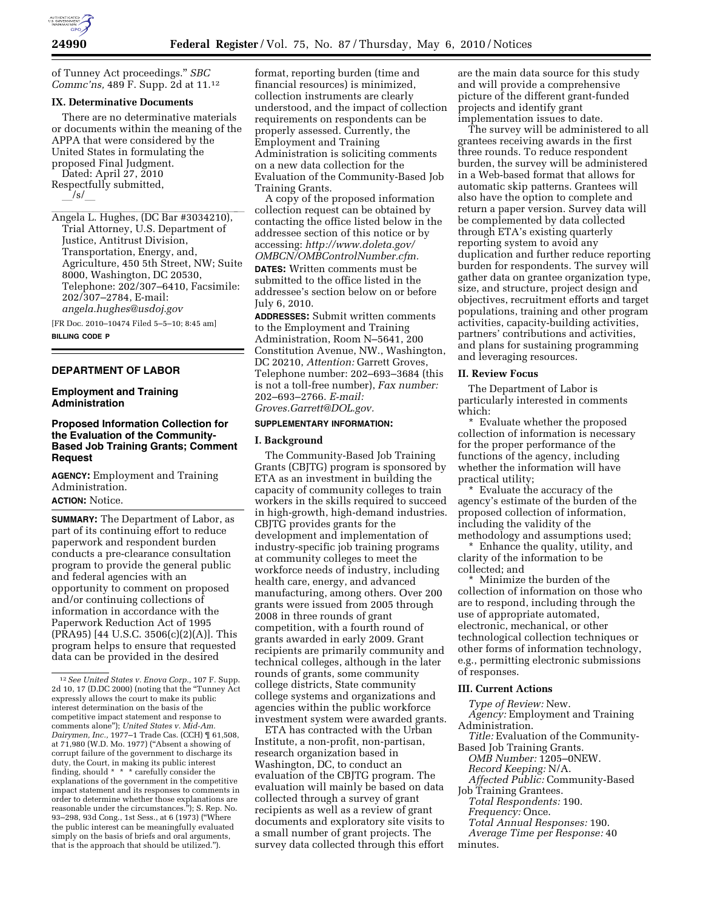of Tunney Act proceedings." *SBC Commc'ns,* 489 F. Supp. 2d at 11.[12]

## IX. Determinative Documents

There are no determinative materials or documents within the meaning of the APPA that were considered by the United States in formulating the proposed Final Judgment.

Dated: April 27, 2010

Respectfully submitted,

__/s/__

Angela L. Hughes, (DC Bar #3034210), Trial Attorney, U.S. Department of Justice, Antitrust Division, Transportation, Energy, and, Agriculture, 450 5th Street, NW; Suite 8000, Washington, DC 20530, Telephone: 202/307–6410, Facsimile: 202/307–2784, E-mail: *angela.hughes@usdoj.gov*

[FR Doc. 2010–10474 Filed 5–5–10; 8:45 am]

**BILLING CODE P**

[12] *See United States v. Enova Corp.,* 107 F. Supp. 2d 10, 17 (D.DC 2000) (noting that the "Tunney Act expressly allows the court to make its public interest determination on the basis of the competitive impact statement and response to comments alone"); *United States v. Mid-Am. Dairymen, Inc.,* 1977–1 Trade Cas. (CCH) ¶ 61,508, at 71,980 (W.D. Mo. 1977) ("Absent a showing of corrupt failure of the government to discharge its duty, the Court, in making its public interest finding, should * * * carefully consider the explanations of the government in the competitive impact statement and its responses to comments in order to determine whether those explanations are reasonable under the circumstances."); S. Rep. No. 93–298, 93d Cong., 1st Sess., at 6 (1973) ("Where the public interest can be meaningfully evaluated simply on the basis of briefs and oral arguments, that is the approach that should be utilized.").

# DEPARTMENT OF LABOR

## Employment and Training Administration

## Proposed Information Collection for the Evaluation of the Community-Based Job Training Grants; Comment Request

**AGENCY:** Employment and Training Administration.

**ACTION:** Notice.

**SUMMARY:** The Department of Labor, as part of its continuing effort to reduce paperwork and respondent burden conducts a pre-clearance consultation program to provide the general public and federal agencies with an opportunity to comment on proposed and/or continuing collections of information in accordance with the Paperwork Reduction Act of 1995 (PRA95) [44 U.S.C. 3506(c)(2)(A)]. This program helps to ensure that requested data can be provided in the desired format, reporting burden (time and financial resources) is minimized, collection instruments are clearly understood, and the impact of collection requirements on respondents can be properly assessed. Currently, the Employment and Training Administration is soliciting comments on a new data collection for the Evaluation of the Community-Based Job Training Grants.

A copy of the proposed information collection request can be obtained by contacting the office listed below in the addressee section of this notice or by accessing: *http://www.doleta.gov/OMBCN/OMBControlNumber.cfm.*

**DATES:** Written comments must be submitted to the office listed in the addressee's section below on or before July 6, 2010.

**ADDRESSES:** Submit written comments to the Employment and Training Administration, Room N–5641, 200 Constitution Avenue, NW., Washington, DC 20210, *Attention:* Garrett Groves, Telephone number: 202–693–3684 (this is not a toll-free number), *Fax number:* 202–693–2766. *E-mail: Groves.Garrett@DOL.gov.*

**SUPPLEMENTARY INFORMATION:**

### I. Background

The Community-Based Job Training Grants (CBJTG) program is sponsored by ETA as an investment in building the capacity of community colleges to train workers in the skills required to succeed in high-growth, high-demand industries. CBJTG provides grants for the development and implementation of industry-specific job training programs at community colleges to meet the workforce needs of industry, including health care, energy, and advanced manufacturing, among others. Over 200 grants were issued from 2005 through 2008 in three rounds of grant competition, with a fourth round of grants awarded in early 2009. Grant recipients are primarily community and technical colleges, although in the later rounds of grants, some community college districts, State community college systems and organizations and agencies within the public workforce investment system were awarded grants.

ETA has contracted with the Urban Institute, a non-profit, non-partisan, research organization based in Washington, DC, to conduct an evaluation of the CBJTG program. The evaluation will mainly be based on data collected through a survey of grant recipients as well as a review of grant documents and exploratory site visits to a small number of grant projects. The survey data collected through this effort are the main data source for this study and will provide a comprehensive picture of the different grant-funded projects and identify grant implementation issues to date.

The survey will be administered to all grantees receiving awards in the first three rounds. To reduce respondent burden, the survey will be administered in a Web-based format that allows for automatic skip patterns. Grantees will also have the option to complete and return a paper version. Survey data will be complemented by data collected through ETA's existing quarterly reporting system to avoid any duplication and further reduce reporting burden for respondents. The survey will gather data on grantee organization type, size, and structure, project design and objectives, recruitment efforts and target populations, training and other program activities, capacity-building activities, partners' contributions and activities, and plans for sustaining programming and leveraging resources.

### II. Review Focus

The Department of Labor is particularly interested in comments which:

* Evaluate whether the proposed collection of information is necessary for the proper performance of the functions of the agency, including whether the information will have practical utility;

* Evaluate the accuracy of the agency's estimate of the burden of the proposed collection of information, including the validity of the methodology and assumptions used;

* Enhance the quality, utility, and clarity of the information to be collected; and

* Minimize the burden of the collection of information on those who are to respond, including through the use of appropriate automated, electronic, mechanical, or other technological collection techniques or other forms of information technology, e.g., permitting electronic submissions of responses.

### III. Current Actions

*Type of Review:* New.

*Agency:* Employment and Training Administration.

*Title:* Evaluation of the Community-Based Job Training Grants.

*OMB Number:* 1205–0NEW.

*Record Keeping:* N/A.

*Affected Public:* Community-Based Job Training Grantees.

*Total Respondents:* 190.

*Frequency:* Once.

*Total Annual Responses:* 190.

*Average Time per Response:* 40 minutes.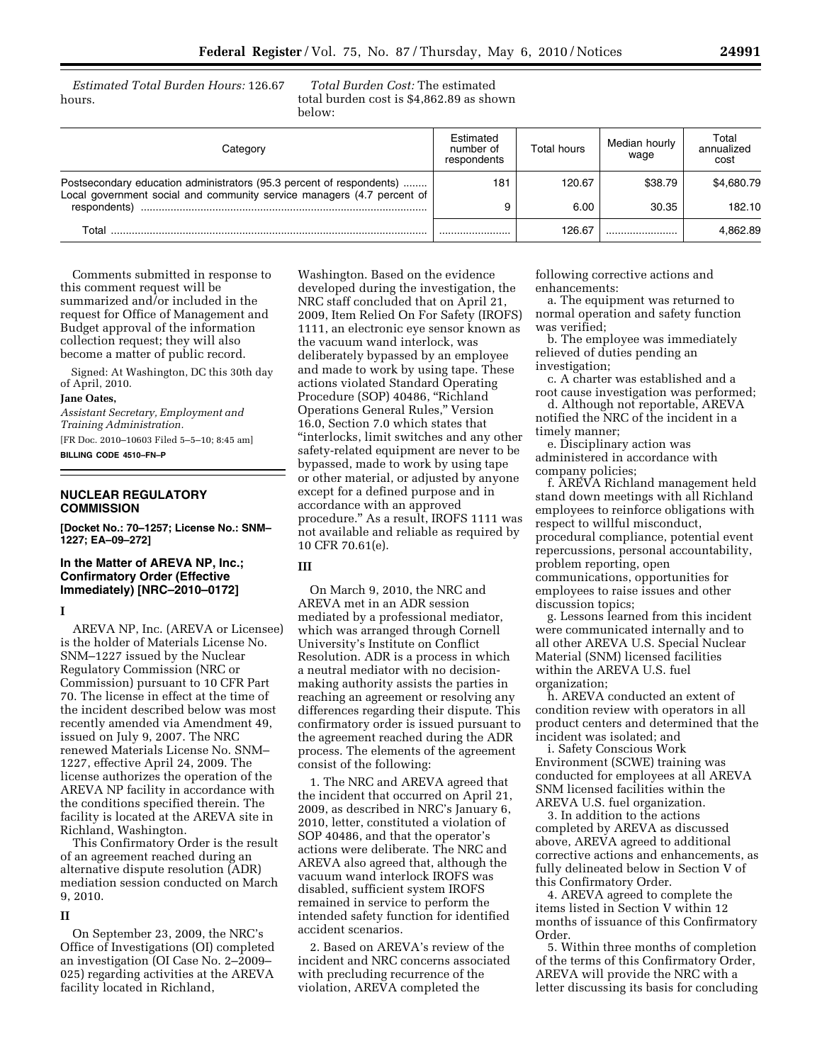*Estimated Total Burden Hours:* 126.67 hours.

*Total Burden Cost:* The estimated total burden cost is $4,862.89 as shown below:

| Category | Estimated number of respondents | Total hours | Median hourly wage | Total annualized cost |
|---|---|---|---|---|
| Postsecondary education administrators (95.3 percent of respondents) | 181 | 120.67 | $38.79 | $4,680.79 |
| Local government social and community service managers (4.7 percent of respondents) | 9 | 6.00 | 30.35 | 182.10 |
| Total | | 126.67 | | 4,862.89 |

Comments submitted in response to this comment request will be summarized and/or included in the request for Office of Management and Budget approval of the information collection request; they will also become a matter of public record.

Signed: At Washington, DC this 30th day of April, 2010.

**Jane Oates,**

*Assistant Secretary, Employment and Training Administration.*

[FR Doc. 2010–10603 Filed 5–5–10; 8:45 am]

**BILLING CODE 4510–FN–P**

## NUCLEAR REGULATORY COMMISSION

**[Docket No.: 70–1257; License No.: SNM–1227; EA–09–272]**

### In the Matter of AREVA NP, Inc.; Confirmatory Order (Effective Immediately) [NRC–2010–0172]

**I**

AREVA NP, Inc. (AREVA or Licensee) is the holder of Materials License No. SNM–1227 issued by the Nuclear Regulatory Commission (NRC or Commission) pursuant to 10 CFR Part 70. The license in effect at the time of the incident described below was most recently amended via Amendment 49, issued on July 9, 2007. The NRC renewed Materials License No. SNM–1227, effective April 24, 2009. The license authorizes the operation of the AREVA NP facility in accordance with the conditions specified therein. The facility is located at the AREVA site in Richland, Washington.

This Confirmatory Order is the result of an agreement reached during an alternative dispute resolution (ADR) mediation session conducted on March 9, 2010.

**II**

On September 23, 2009, the NRC's Office of Investigations (OI) completed an investigation (OI Case No. 2–2009–025) regarding activities at the AREVA facility located in Richland, Washington. Based on the evidence developed during the investigation, the NRC staff concluded that on April 21, 2009, Item Relied On For Safety (IROFS) 1111, an electronic eye sensor known as the vacuum wand interlock, was deliberately bypassed by an employee and made to work by using tape. These actions violated Standard Operating Procedure (SOP) 40486, "Richland Operations General Rules," Version 16.0, Section 7.0 which states that "interlocks, limit switches and any other safety-related equipment are never to be bypassed, made to work by using tape or other material, or adjusted by anyone except for a defined purpose and in accordance with an approved procedure." As a result, IROFS 1111 was not available and reliable as required by 10 CFR 70.61(e).

**III**

On March 9, 2010, the NRC and AREVA met in an ADR session mediated by a professional mediator, which was arranged through Cornell University's Institute on Conflict Resolution. ADR is a process in which a neutral mediator with no decision-making authority assists the parties in reaching an agreement or resolving any differences regarding their dispute. This confirmatory order is issued pursuant to the agreement reached during the ADR process. The elements of the agreement consist of the following:

1. The NRC and AREVA agreed that the incident that occurred on April 21, 2009, as described in NRC's January 6, 2010, letter, constituted a violation of SOP 40486, and that the operator's actions were deliberate. The NRC and AREVA also agreed that, although the vacuum wand interlock IROFS was disabled, sufficient system IROFS remained in service to perform the intended safety function for identified accident scenarios.

2. Based on AREVA's review of the incident and NRC concerns associated with precluding recurrence of the violation, AREVA completed the following corrective actions and enhancements:

a. The equipment was returned to normal operation and safety function was verified;

b. The employee was immediately relieved of duties pending an investigation;

c. A charter was established and a root cause investigation was performed;

d. Although not reportable, AREVA notified the NRC of the incident in a timely manner;

e. Disciplinary action was administered in accordance with company policies;

f. AREVA Richland management held stand down meetings with all Richland employees to reinforce obligations with respect to willful misconduct, procedural compliance, potential event repercussions, personal accountability, problem reporting, open communications, opportunities for employees to raise issues and other discussion topics;

g. Lessons learned from this incident were communicated internally and to all other AREVA U.S. Special Nuclear Material (SNM) licensed facilities within the AREVA U.S. fuel organization;

h. AREVA conducted an extent of condition review with operators in all product centers and determined that the incident was isolated; and

i. Safety Conscious Work Environment (SCWE) training was conducted for employees at all AREVA SNM licensed facilities within the AREVA U.S. fuel organization.

3. In addition to the actions completed by AREVA as discussed above, AREVA agreed to additional corrective actions and enhancements, as fully delineated below in Section V of this Confirmatory Order.

4. AREVA agreed to complete the items listed in Section V within 12 months of issuance of this Confirmatory Order.

5. Within three months of completion of the terms of this Confirmatory Order, AREVA will provide the NRC with a letter discussing its basis for concluding